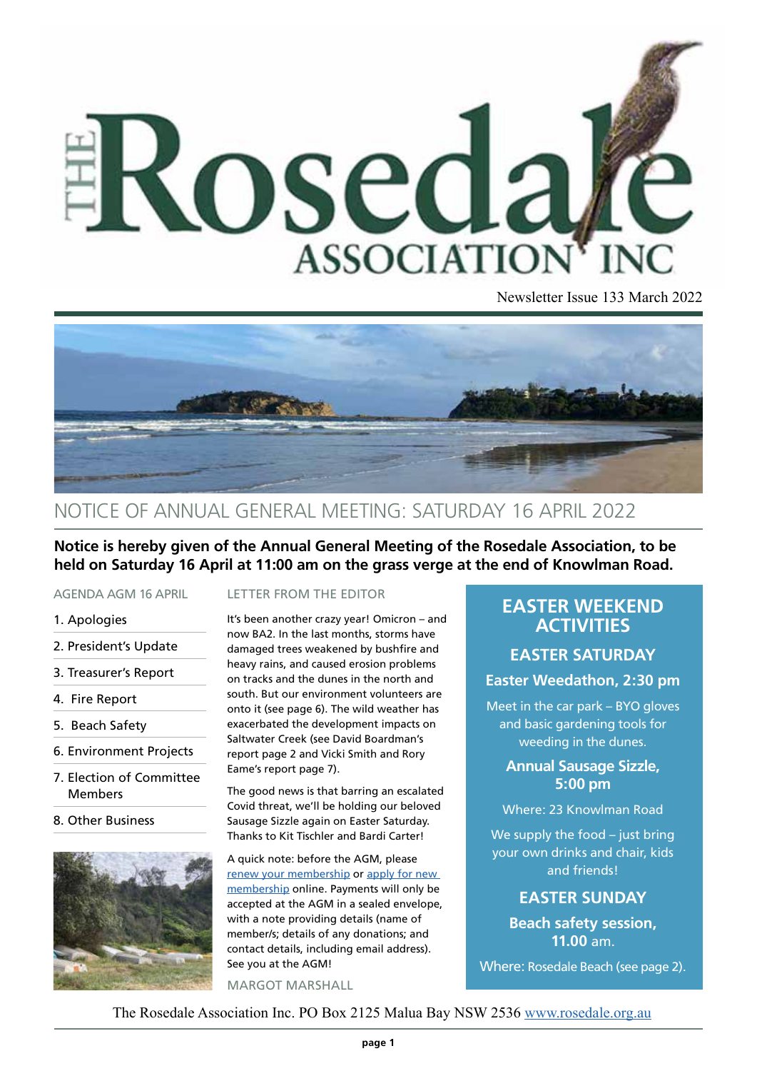# THE Rosedale ASSOCIATION INC

Newsletter Issue 133 March 2022

## NOTICE OF ANNUAL GENERAL MEETING: SATURDAY 16 APRIL 2022

**Notice is hereby given of the Annual General Meeting of the Rosedale Association, to be held on Saturday 16 April at 11:00 am on the grass verge at the end of Knowlman Road.**

### AGENDA AGM 16 APRIL

1. Apologies
2. President's Update
3. Treasurer's Report
4. Fire Report
5. Beach Safety
6. Environment Projects
7. Election of Committee Members
8. Other Business

### LETTER FROM THE EDITOR

It's been another crazy year! Omicron – and now BA2. In the last months, storms have damaged trees weakened by bushfire and heavy rains, and caused erosion problems on tracks and the dunes in the north and south. But our environment volunteers are onto it (see page 6). The wild weather has exacerbated the development impacts on Saltwater Creek (see David Boardman's report page 2 and Vicki Smith and Rory Eame's report page 7).

The good news is that barring an escalated Covid threat, we'll be holding our beloved Sausage Sizzle again on Easter Saturday. Thanks to Kit Tischler and Bardi Carter!

A quick note: before the AGM, please renew your membership or apply for new membership online. Payments will only be accepted at the AGM in a sealed envelope, with a note providing details (name of member/s; details of any donations; and contact details, including email address). See you at the AGM!

MARGOT MARSHALL

## EASTER WEEKEND ACTIVITIES

### EASTER SATURDAY

**Easter Weedathon, 2:30 pm**

Meet in the car park – BYO gloves and basic gardening tools for weeding in the dunes.

**Annual Sausage Sizzle, 5:00 pm**

Where: 23 Knowlman Road

We supply the food – just bring your own drinks and chair, kids and friends!

### EASTER SUNDAY

**Beach safety session, 11.00** am.

Where: Rosedale Beach (see page 2).

The Rosedale Association Inc. PO Box 2125 Malua Bay NSW 2536 www.rosedale.org.au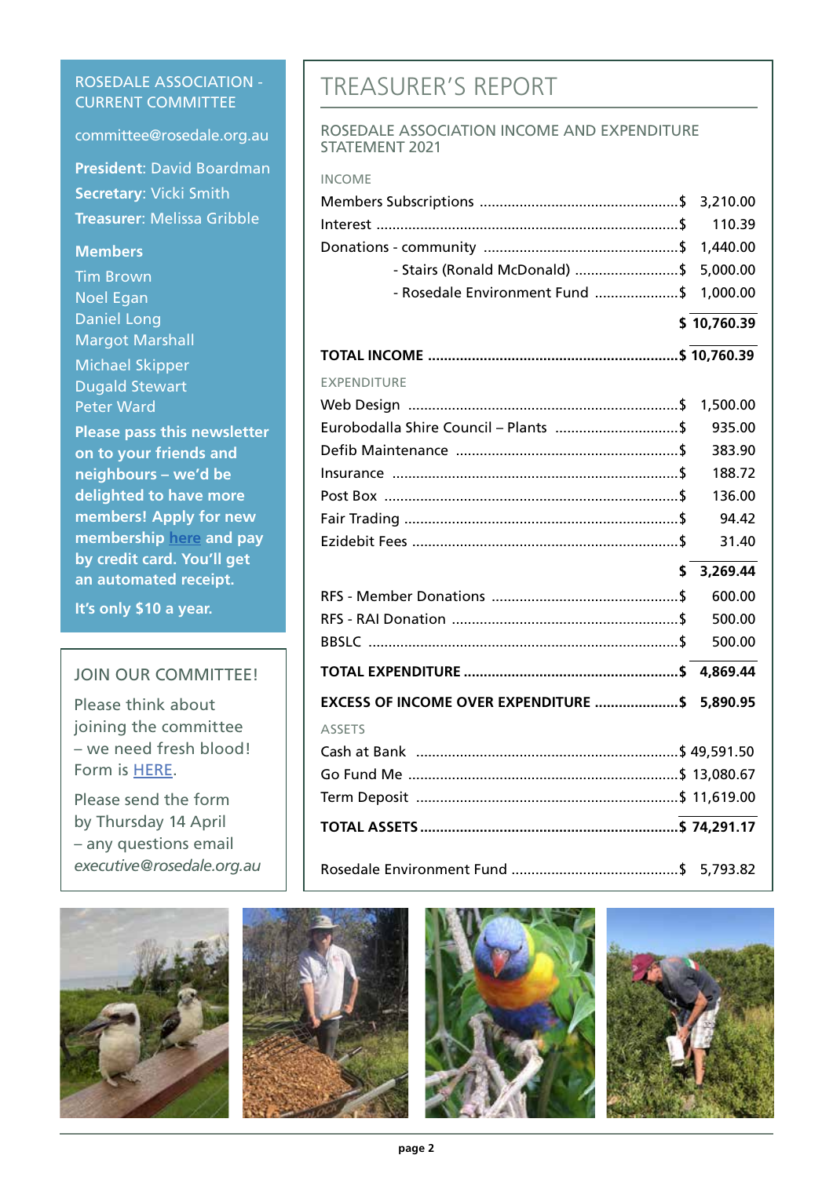## ROSEDALE ASSOCIATION - CURRENT COMMITTEE

committee@rosedale.org.au

**President**: David Boardman

**Secretary**: Vicki Smith

**Treasurer**: Melissa Gribble

**Members**

Tim Brown
Noel Egan
Daniel Long
Margot Marshall
Michael Skipper
Dugald Stewart
Peter Ward

**Please pass this newsletter on to your friends and neighbours – we'd be delighted to have more members! Apply for new membership [here] and pay by credit card. You'll get an automated receipt.**

**It's only $10 a year.**

## JOIN OUR COMMITTEE!

Please think about joining the committee – we need fresh blood! Form is HERE.

Please send the form by Thursday 14 April – any questions email *executive@rosedale.org.au*

# TREASURER'S REPORT

## ROSEDALE ASSOCIATION INCOME AND EXPENDITURE STATEMENT 2021

### INCOME

| | |
|---|---|
| Members Subscriptions | $ 3,210.00 |
| Interest | $ 110.39 |
| Donations - community | $ 1,440.00 |
| - Stairs (Ronald McDonald) | $ 5,000.00 |
| - Rosedale Environment Fund | $ 1,000.00 |
| | **$ 10,760.39** |
| **TOTAL INCOME** | **$ 10,760.39** |

### EXPENDITURE

| | |
|---|---|
| Web Design | $ 1,500.00 |
| Eurobodalla Shire Council – Plants | $ 935.00 |
| Defib Maintenance | $ 383.90 |
| Insurance | $ 188.72 |
| Post Box | $ 136.00 |
| Fair Trading | $ 94.42 |
| Ezidebit Fees | $ 31.40 |
| | **$ 3,269.44** |
| RFS - Member Donations | $ 600.00 |
| RFS - RAI Donation | $ 500.00 |
| BBSLC | $ 500.00 |
| **TOTAL EXPENDITURE** | **$ 4,869.44** |
| **EXCESS OF INCOME OVER EXPENDITURE** | **$ 5,890.95** |

### ASSETS

| | |
|---|---|
| Cash at Bank | $ 49,591.50 |
| Go Fund Me | $ 13,080.67 |
| Term Deposit | $ 11,619.00 |
| **TOTAL ASSETS** | **$ 74,291.17** |
| | |
| Rosedale Environment Fund | $ 5,793.82 |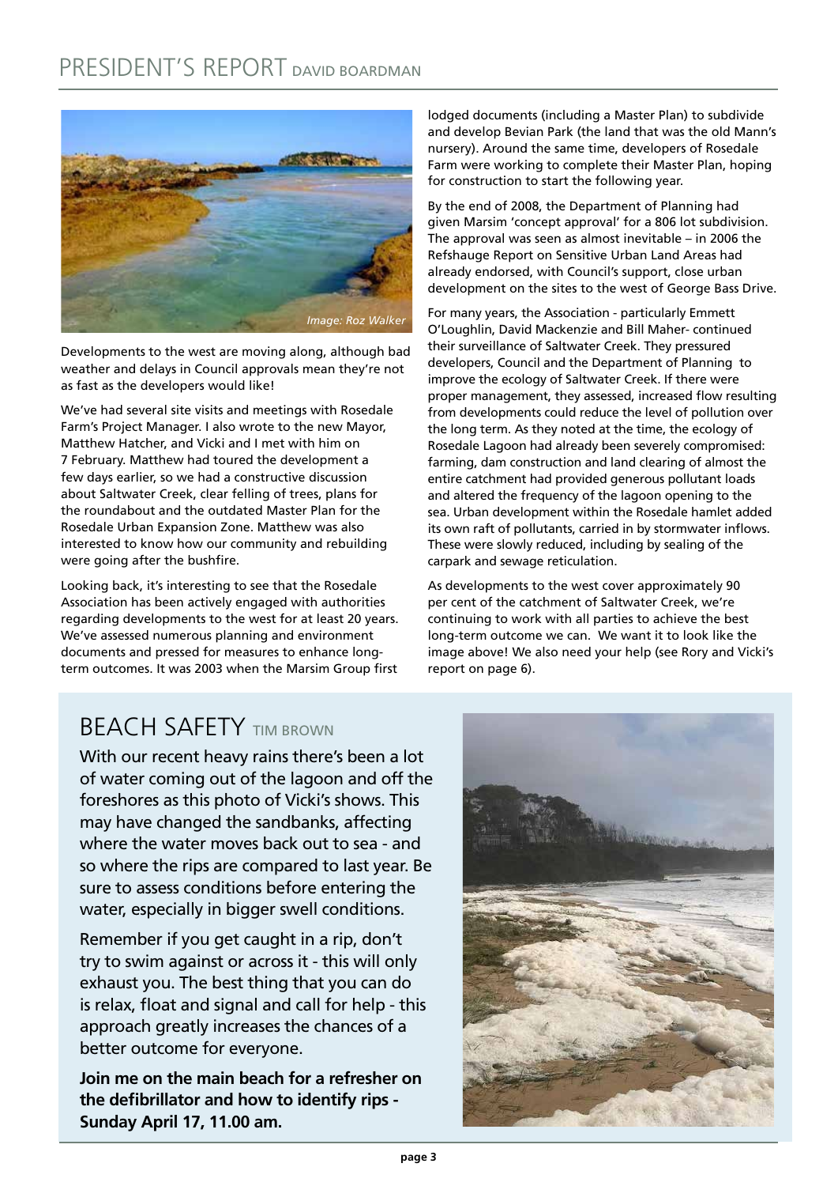# PRESIDENT'S REPORT DAVID BOARDMAN

*Image: Roz Walker*

Developments to the west are moving along, although bad weather and delays in Council approvals mean they're not as fast as the developers would like!

We've had several site visits and meetings with Rosedale Farm's Project Manager. I also wrote to the new Mayor, Matthew Hatcher, and Vicki and I met with him on 7 February. Matthew had toured the development a few days earlier, so we had a constructive discussion about Saltwater Creek, clear felling of trees, plans for the roundabout and the outdated Master Plan for the Rosedale Urban Expansion Zone. Matthew was also interested to know how our community and rebuilding were going after the bushfire.

Looking back, it's interesting to see that the Rosedale Association has been actively engaged with authorities regarding developments to the west for at least 20 years. We've assessed numerous planning and environment documents and pressed for measures to enhance long-term outcomes. It was 2003 when the Marsim Group first lodged documents (including a Master Plan) to subdivide and develop Bevian Park (the land that was the old Mann's nursery). Around the same time, developers of Rosedale Farm were working to complete their Master Plan, hoping for construction to start the following year.

By the end of 2008, the Department of Planning had given Marsim 'concept approval' for a 806 lot subdivision. The approval was seen as almost inevitable – in 2006 the Refshauge Report on Sensitive Urban Land Areas had already endorsed, with Council's support, close urban development on the sites to the west of George Bass Drive.

For many years, the Association - particularly Emmett O'Loughlin, David Mackenzie and Bill Maher- continued their surveillance of Saltwater Creek. They pressured developers, Council and the Department of Planning to improve the ecology of Saltwater Creek. If there were proper management, they assessed, increased flow resulting from developments could reduce the level of pollution over the long term. As they noted at the time, the ecology of Rosedale Lagoon had already been severely compromised: farming, dam construction and land clearing of almost the entire catchment had provided generous pollutant loads and altered the frequency of the lagoon opening to the sea. Urban development within the Rosedale hamlet added its own raft of pollutants, carried in by stormwater inflows. These were slowly reduced, including by sealing of the carpark and sewage reticulation.

As developments to the west cover approximately 90 per cent of the catchment of Saltwater Creek, we're continuing to work with all parties to achieve the best long-term outcome we can. We want it to look like the image above! We also need your help (see Rory and Vicki's report on page 6).

# BEACH SAFETY TIM BROWN

With our recent heavy rains there's been a lot of water coming out of the lagoon and off the foreshores as this photo of Vicki's shows. This may have changed the sandbanks, affecting where the water moves back out to sea - and so where the rips are compared to last year. Be sure to assess conditions before entering the water, especially in bigger swell conditions.

Remember if you get caught in a rip, don't try to swim against or across it - this will only exhaust you. The best thing that you can do is relax, float and signal and call for help - this approach greatly increases the chances of a better outcome for everyone.

**Join me on the main beach for a refresher on the defibrillator and how to identify rips - Sunday April 17, 11.00 am.**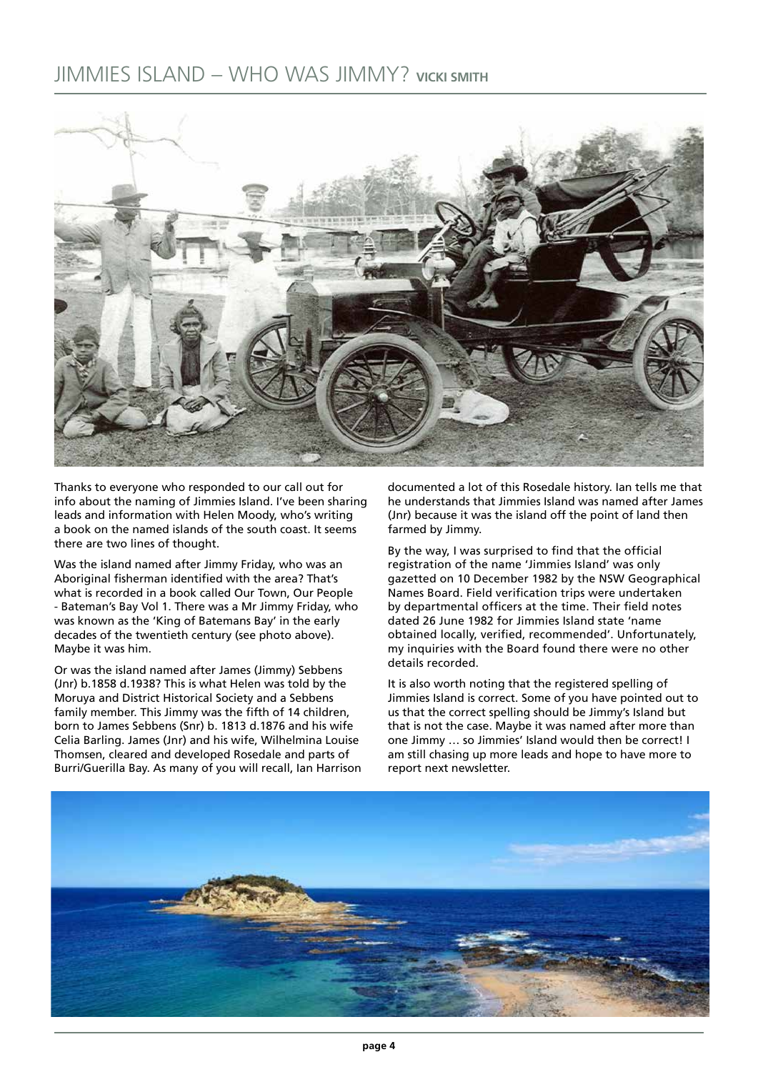# JIMMIES ISLAND – WHO WAS JIMMY? **VICKI SMITH**

Thanks to everyone who responded to our call out for info about the naming of Jimmies Island. I've been sharing leads and information with Helen Moody, who's writing a book on the named islands of the south coast. It seems there are two lines of thought.

Was the island named after Jimmy Friday, who was an Aboriginal fisherman identified with the area? That's what is recorded in a book called Our Town, Our People - Bateman's Bay Vol 1. There was a Mr Jimmy Friday, who was known as the 'King of Batemans Bay' in the early decades of the twentieth century (see photo above). Maybe it was him.

Or was the island named after James (Jimmy) Sebbens (Jnr) b.1858 d.1938? This is what Helen was told by the Moruya and District Historical Society and a Sebbens family member. This Jimmy was the fifth of 14 children, born to James Sebbens (Snr) b. 1813 d.1876 and his wife Celia Barling. James (Jnr) and his wife, Wilhelmina Louise Thomsen, cleared and developed Rosedale and parts of Burri/Guerilla Bay. As many of you will recall, Ian Harrison documented a lot of this Rosedale history. Ian tells me that he understands that Jimmies Island was named after James (Jnr) because it was the island off the point of land then farmed by Jimmy.

By the way, I was surprised to find that the official registration of the name 'Jimmies Island' was only gazetted on 10 December 1982 by the NSW Geographical Names Board. Field verification trips were undertaken by departmental officers at the time. Their field notes dated 26 June 1982 for Jimmies Island state 'name obtained locally, verified, recommended'. Unfortunately, my inquiries with the Board found there were no other details recorded.

It is also worth noting that the registered spelling of Jimmies Island is correct. Some of you have pointed out to us that the correct spelling should be Jimmy's Island but that is not the case. Maybe it was named after more than one Jimmy … so Jimmies' Island would then be correct! I am still chasing up more leads and hope to have more to report next newsletter.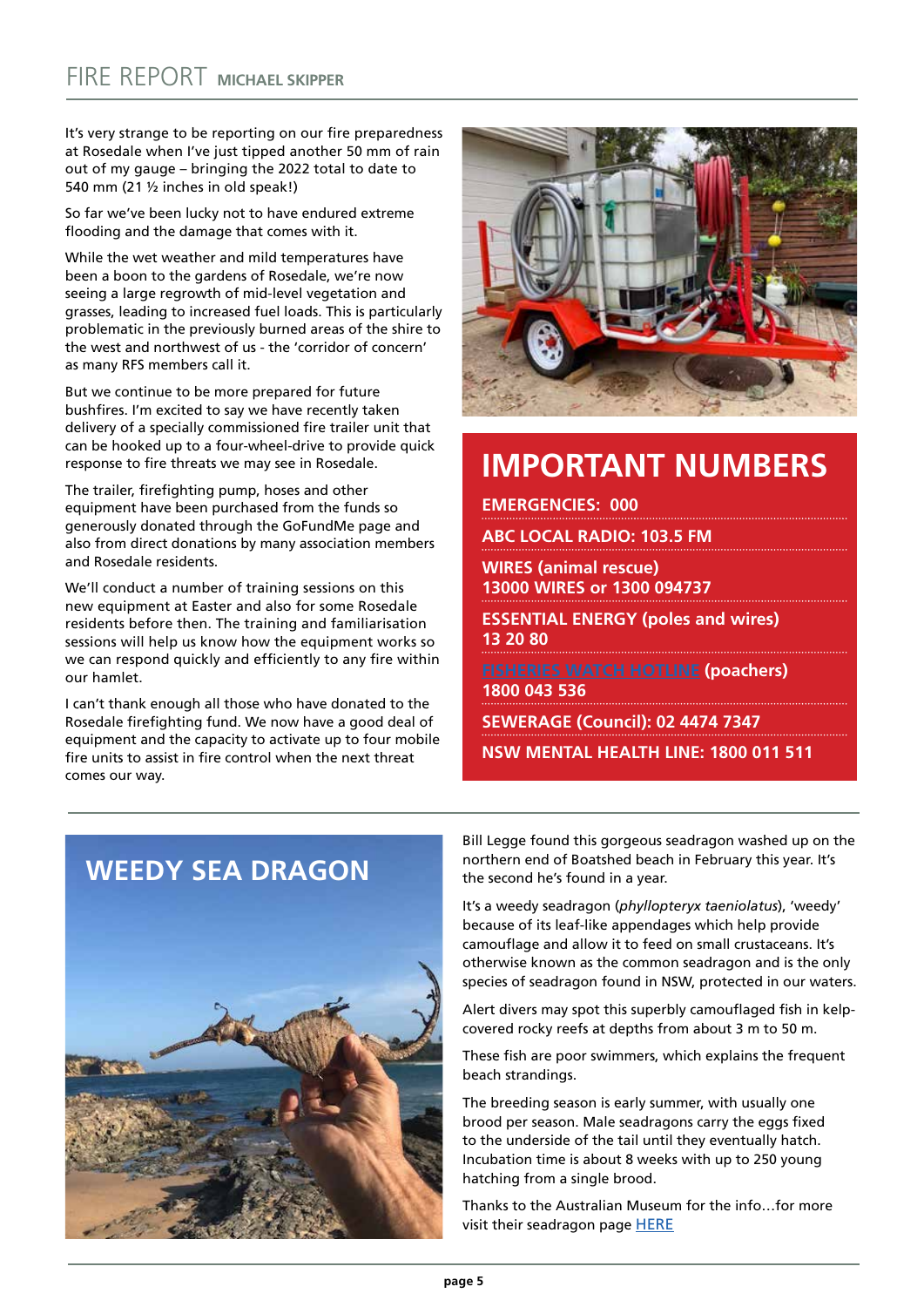# FIRE REPORT MICHAEL SKIPPER

It's very strange to be reporting on our fire preparedness at Rosedale when I've just tipped another 50 mm of rain out of my gauge – bringing the 2022 total to date to 540 mm (21 ½ inches in old speak!)

So far we've been lucky not to have endured extreme flooding and the damage that comes with it.

While the wet weather and mild temperatures have been a boon to the gardens of Rosedale, we're now seeing a large regrowth of mid-level vegetation and grasses, leading to increased fuel loads. This is particularly problematic in the previously burned areas of the shire to the west and northwest of us - the 'corridor of concern' as many RFS members call it.

But we continue to be more prepared for future bushfires. I'm excited to say we have recently taken delivery of a specially commissioned fire trailer unit that can be hooked up to a four-wheel-drive to provide quick response to fire threats we may see in Rosedale.

The trailer, firefighting pump, hoses and other equipment have been purchased from the funds so generously donated through the GoFundMe page and also from direct donations by many association members and Rosedale residents.

We'll conduct a number of training sessions on this new equipment at Easter and also for some Rosedale residents before then. The training and familiarisation sessions will help us know how the equipment works so we can respond quickly and efficiently to any fire within our hamlet.

I can't thank enough all those who have donated to the Rosedale firefighting fund. We now have a good deal of equipment and the capacity to activate up to four mobile fire units to assist in fire control when the next threat comes our way.

## IMPORTANT NUMBERS

**EMERGENCIES: 000**

**ABC LOCAL RADIO: 103.5 FM**

**WIRES (animal rescue)**
**13000 WIRES or 1300 094737**

**ESSENTIAL ENERGY (poles and wires)**
**13 20 80**

**FISHERIES WATCH HOTLINE (poachers)**
**1800 043 536**

**SEWERAGE (Council): 02 4474 7347**

**NSW MENTAL HEALTH LINE: 1800 011 511**

## WEEDY SEA DRAGON

Bill Legge found this gorgeous seadragon washed up on the northern end of Boatshed beach in February this year. It's the second he's found in a year.

It's a weedy seadragon (*phyllopteryx taeniolatus*), 'weedy' because of its leaf-like appendages which help provide camouflage and allow it to feed on small crustaceans. It's otherwise known as the common seadragon and is the only species of seadragon found in NSW, protected in our waters.

Alert divers may spot this superbly camouflaged fish in kelp-covered rocky reefs at depths from about 3 m to 50 m.

These fish are poor swimmers, which explains the frequent beach strandings.

The breeding season is early summer, with usually one brood per season. Male seadragons carry the eggs fixed to the underside of the tail until they eventually hatch. Incubation time is about 8 weeks with up to 250 young hatching from a single brood.

Thanks to the Australian Museum for the info…for more visit their seadragon page HERE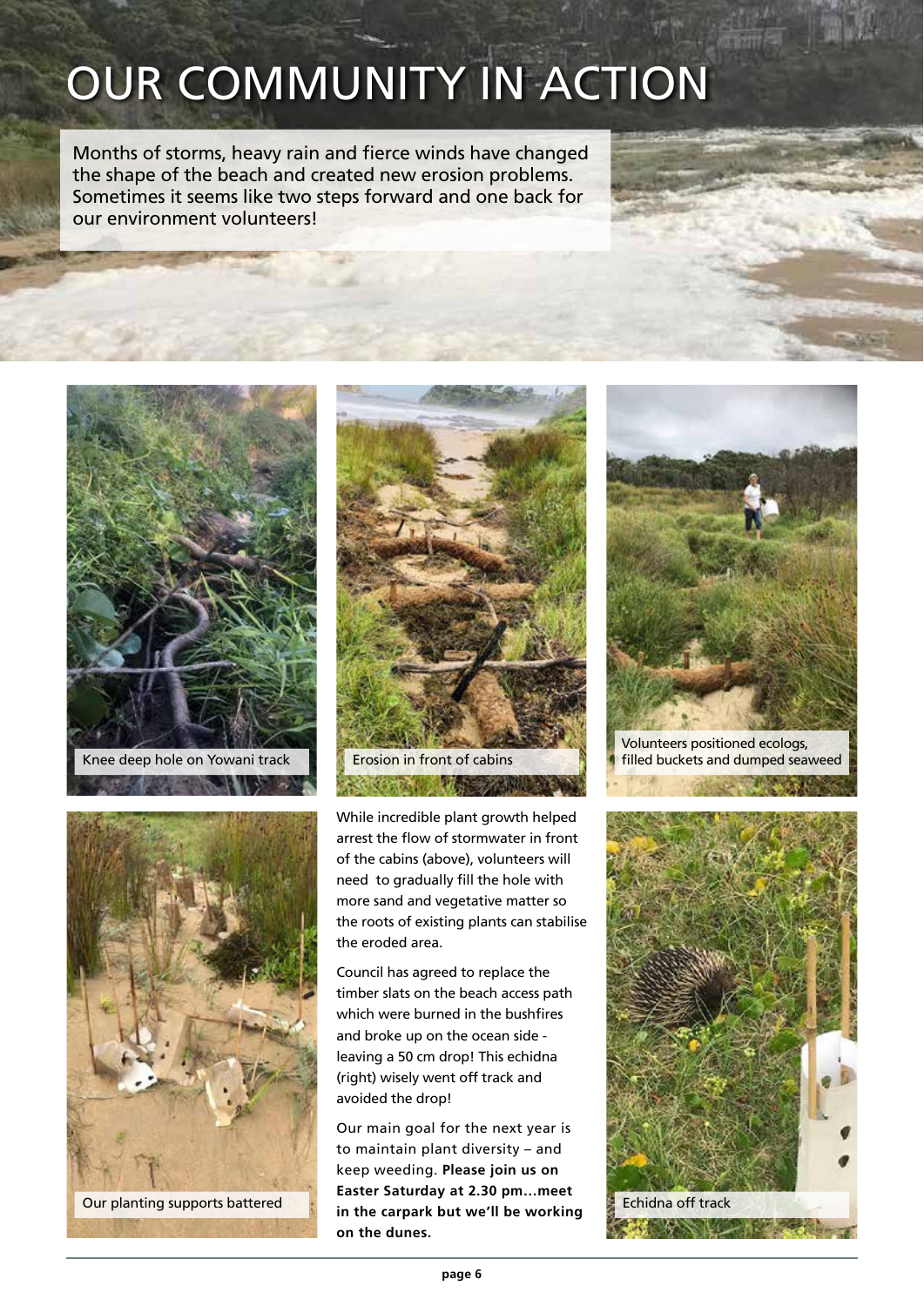# OUR COMMUNITY IN ACTION

Months of storms, heavy rain and fierce winds have changed the shape of the beach and created new erosion problems. Sometimes it seems like two steps forward and one back for our environment volunteers!

Knee deep hole on Yowani track

Erosion in front of cabins

Volunteers positioned ecologs, filled buckets and dumped seaweed

Our planting supports battered

While incredible plant growth helped arrest the flow of stormwater in front of the cabins (above), volunteers will need to gradually fill the hole with more sand and vegetative matter so the roots of existing plants can stabilise the eroded area.

Council has agreed to replace the timber slats on the beach access path which were burned in the bushfires and broke up on the ocean side - leaving a 50 cm drop! This echidna (right) wisely went off track and avoided the drop!

Our main goal for the next year is to maintain plant diversity – and keep weeding. **Please join us on Easter Saturday at 2.30 pm…meet in the carpark but we'll be working on the dunes.**

Echidna off track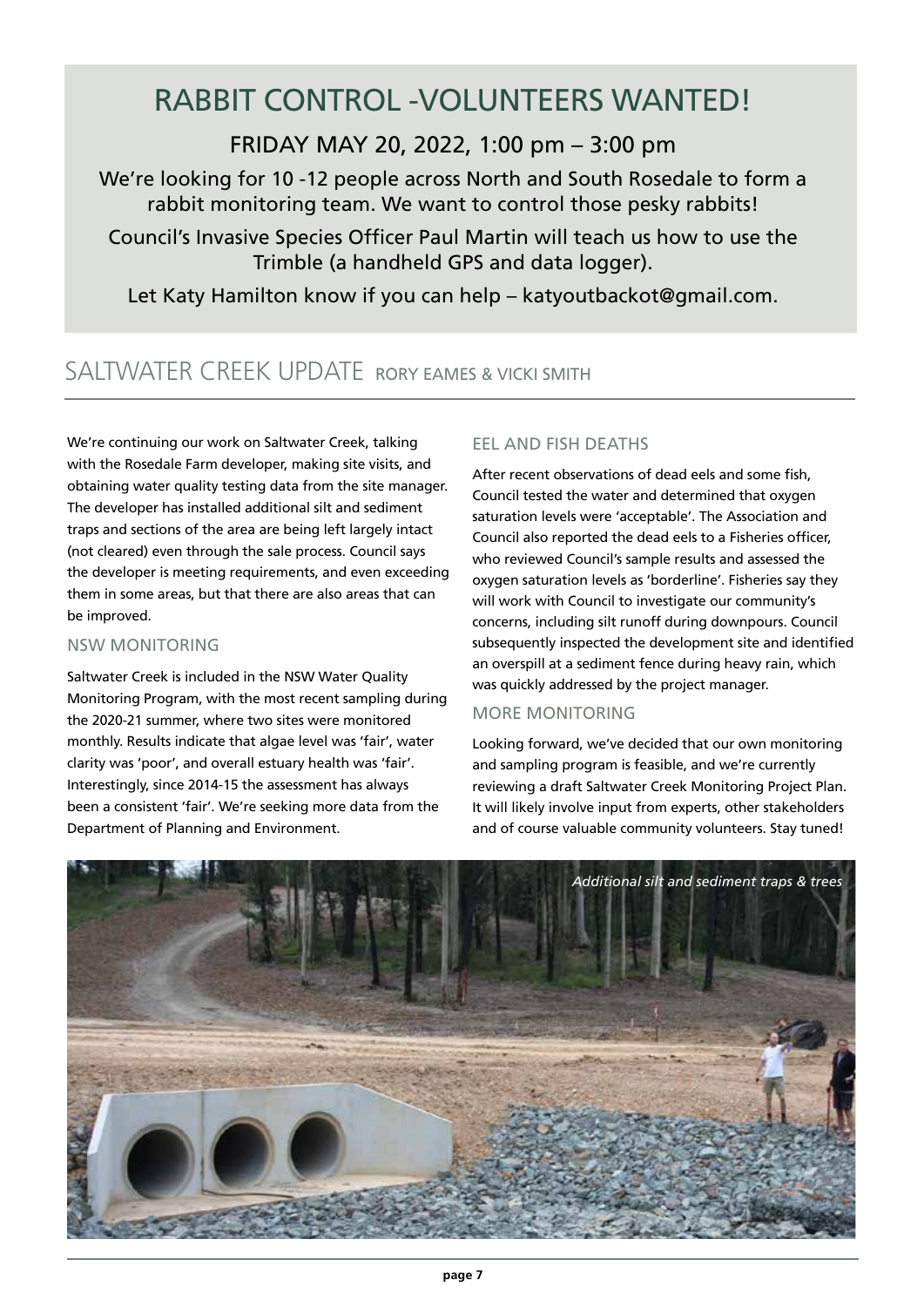# RABBIT CONTROL -VOLUNTEERS WANTED!

## FRIDAY MAY 20, 2022, 1:00 pm – 3:00 pm

We're looking for 10 -12 people across North and South Rosedale to form a rabbit monitoring team. We want to control those pesky rabbits!

Council's Invasive Species Officer Paul Martin will teach us how to use the Trimble (a handheld GPS and data logger).

Let Katy Hamilton know if you can help – katyoutbackot@gmail.com.

# SALTWATER CREEK UPDATE RORY EAMES & VICKI SMITH

We're continuing our work on Saltwater Creek, talking with the Rosedale Farm developer, making site visits, and obtaining water quality testing data from the site manager. The developer has installed additional silt and sediment traps and sections of the area are being left largely intact (not cleared) even through the sale process. Council says the developer is meeting requirements, and even exceeding them in some areas, but that there are also areas that can be improved.

### NSW MONITORING

Saltwater Creek is included in the NSW Water Quality Monitoring Program, with the most recent sampling during the 2020-21 summer, where two sites were monitored monthly. Results indicate that algae level was 'fair', water clarity was 'poor', and overall estuary health was 'fair'. Interestingly, since 2014-15 the assessment has always been a consistent 'fair'. We're seeking more data from the Department of Planning and Environment.

### EEL AND FISH DEATHS

After recent observations of dead eels and some fish, Council tested the water and determined that oxygen saturation levels were 'acceptable'. The Association and Council also reported the dead eels to a Fisheries officer, who reviewed Council's sample results and assessed the oxygen saturation levels as 'borderline'. Fisheries say they will work with Council to investigate our community's concerns, including silt runoff during downpours. Council subsequently inspected the development site and identified an overspill at a sediment fence during heavy rain, which was quickly addressed by the project manager.

### MORE MONITORING

Looking forward, we've decided that our own monitoring and sampling program is feasible, and we're currently reviewing a draft Saltwater Creek Monitoring Project Plan. It will likely involve input from experts, other stakeholders and of course valuable community volunteers. Stay tuned!

*Additional silt and sediment traps & trees*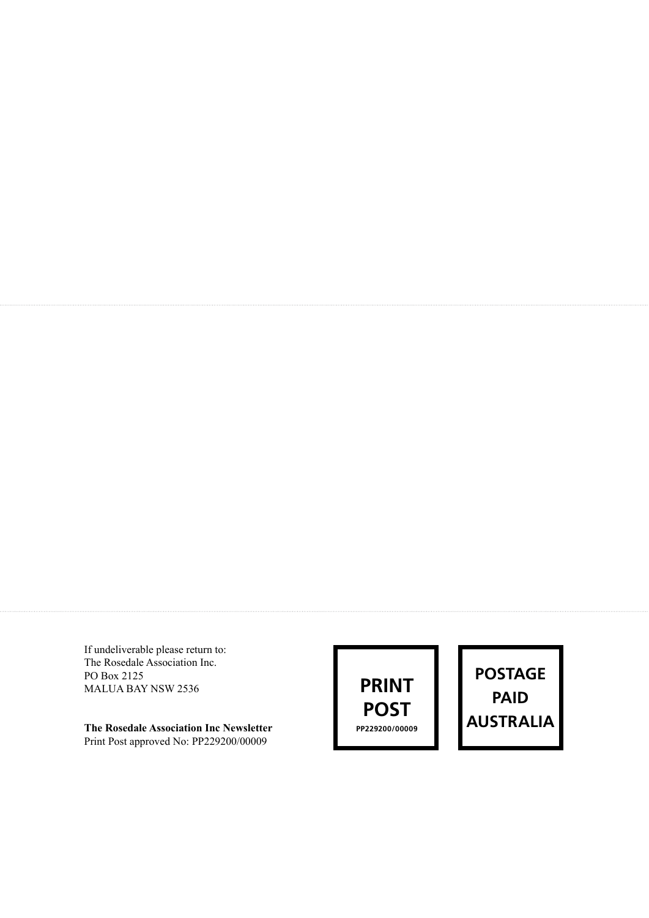If undeliverable please return to:
The Rosedale Association Inc.
PO Box 2125
MALUA BAY NSW 2536

**The Rosedale Association Inc Newsletter**
Print Post approved No: PP229200/00009

**PRINT POST**
PP229200/00009

**POSTAGE PAID AUSTRALIA**